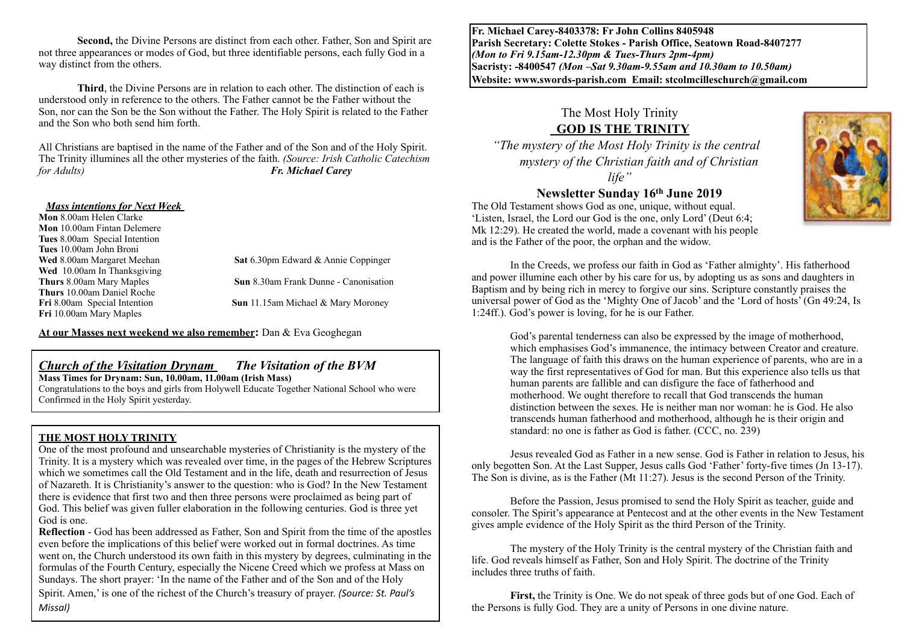**Fr. Michael Carey-8403378: Fr John Collins 8405948**
**Parish Secretary: Colette Stokes - Parish Office, Seatown Road-8407277**
*(Mon to Fri 9.15am-12.30pm & Tues-Thurs 2pm-4pm)*
**Sacristy: -8400547** *(Mon –Sat 9.30am-9.55am and 10.30am to 10.50am)*
**Website: www.swords-parish.com Email: stcolmcilleschurch@gmail.com**

# The Most Holy Trinity
## GOD IS THE TRINITY

*"The mystery of the Most Holy Trinity is the central mystery of the Christian faith and of Christian life"*

### Newsletter Sunday 16th June 2019

The Old Testament shows God as one, unique, without equal. 'Listen, Israel, the Lord our God is the one, only Lord' (Deut 6:4; Mk 12:29). He created the world, made a covenant with his people and is the Father of the poor, the orphan and the widow.

In the Creeds, we profess our faith in God as 'Father almighty'. His fatherhood and power illumine each other by his care for us, by adopting us as sons and daughters in Baptism and by being rich in mercy to forgive our sins. Scripture constantly praises the universal power of God as the 'Mighty One of Jacob' and the 'Lord of hosts' (Gn 49:24, Is 1:24ff.). God's power is loving, for he is our Father.

> God's parental tenderness can also be expressed by the image of motherhood, which emphasises God's immanence, the intimacy between Creator and creature. The language of faith this draws on the human experience of parents, who are in a way the first representatives of God for man. But this experience also tells us that human parents are fallible and can disfigure the face of fatherhood and motherhood. We ought therefore to recall that God transcends the human distinction between the sexes. He is neither man nor woman: he is God. He also transcends human fatherhood and motherhood, although he is their origin and standard: no one is father as God is father. (CCC, no. 239)

Jesus revealed God as Father in a new sense. God is Father in relation to Jesus, his only begotten Son. At the Last Supper, Jesus calls God 'Father' forty-five times (Jn 13-17). The Son is divine, as is the Father (Mt 11:27). Jesus is the second Person of the Trinity.

Before the Passion, Jesus promised to send the Holy Spirit as teacher, guide and consoler. The Spirit's appearance at Pentecost and at the other events in the New Testament gives ample evidence of the Holy Spirit as the third Person of the Trinity.

The mystery of the Holy Trinity is the central mystery of the Christian faith and life. God reveals himself as Father, Son and Holy Spirit. The doctrine of the Trinity includes three truths of faith.

**First,** the Trinity is One. We do not speak of three gods but of one God. Each of the Persons is fully God. They are a unity of Persons in one divine nature.

**Second,** the Divine Persons are distinct from each other. Father, Son and Spirit are not three appearances or modes of God, but three identifiable persons, each fully God in a way distinct from the others.

**Third**, the Divine Persons are in relation to each other. The distinction of each is understood only in reference to the others. The Father cannot be the Father without the Son, nor can the Son be the Son without the Father. The Holy Spirit is related to the Father and the Son who both send him forth.

All Christians are baptised in the name of the Father and of the Son and of the Holy Spirit. The Trinity illumines all the other mysteries of the faith. *(Source: Irish Catholic Catechism for Adults)* ***Fr. Michael Carey***

### *Mass intentions for Next Week*

**Mon** 8.00am Helen Clarke
**Mon** 10.00am Fintan Delemere
**Tues** 8.00am Special Intention
**Tues** 10.00am John Broni
**Wed** 8.00am Margaret Meehan
**Wed** 10.00am In Thanksgiving
**Thurs** 8.00am Mary Maples
**Thurs** 10.00am Daniel Roche
**Fri** 8.00am Special Intention
**Fri** 10.00am Mary Maples
**Sat** 6.30pm Edward & Annie Coppinger
**Sun** 8.30am Frank Dunne - Canonisation
**Sun** 11.15am Michael & Mary Moroney

**At our Masses next weekend we also remember:** Dan & Eva Geoghegan

### *Church of the Visitation Drynam* *The Visitation of the BVM*

**Mass Times for Drynam: Sun, 10.00am, 11.00am (Irish Mass)**
Congratulations to the boys and girls from Holywell Educate Together National School who were Confirmed in the Holy Spirit yesterday.

### THE MOST HOLY TRINITY

One of the most profound and unsearchable mysteries of Christianity is the mystery of the Trinity. It is a mystery which was revealed over time, in the pages of the Hebrew Scriptures which we sometimes call the Old Testament and in the life, death and resurrection of Jesus of Nazareth. It is Christianity's answer to the question: who is God? In the New Testament there is evidence that first two and then three persons were proclaimed as being part of God. This belief was given fuller elaboration in the following centuries. God is three yet God is one.

**Reflection** - God has been addressed as Father, Son and Spirit from the time of the apostles even before the implications of this belief were worked out in formal doctrines. As time went on, the Church understood its own faith in this mystery by degrees, culminating in the formulas of the Fourth Century, especially the Nicene Creed which we profess at Mass on Sundays. The short prayer: 'In the name of the Father and of the Son and of the Holy Spirit. Amen,' is one of the richest of the Church's treasury of prayer. *(Source: St. Paul's Missal)*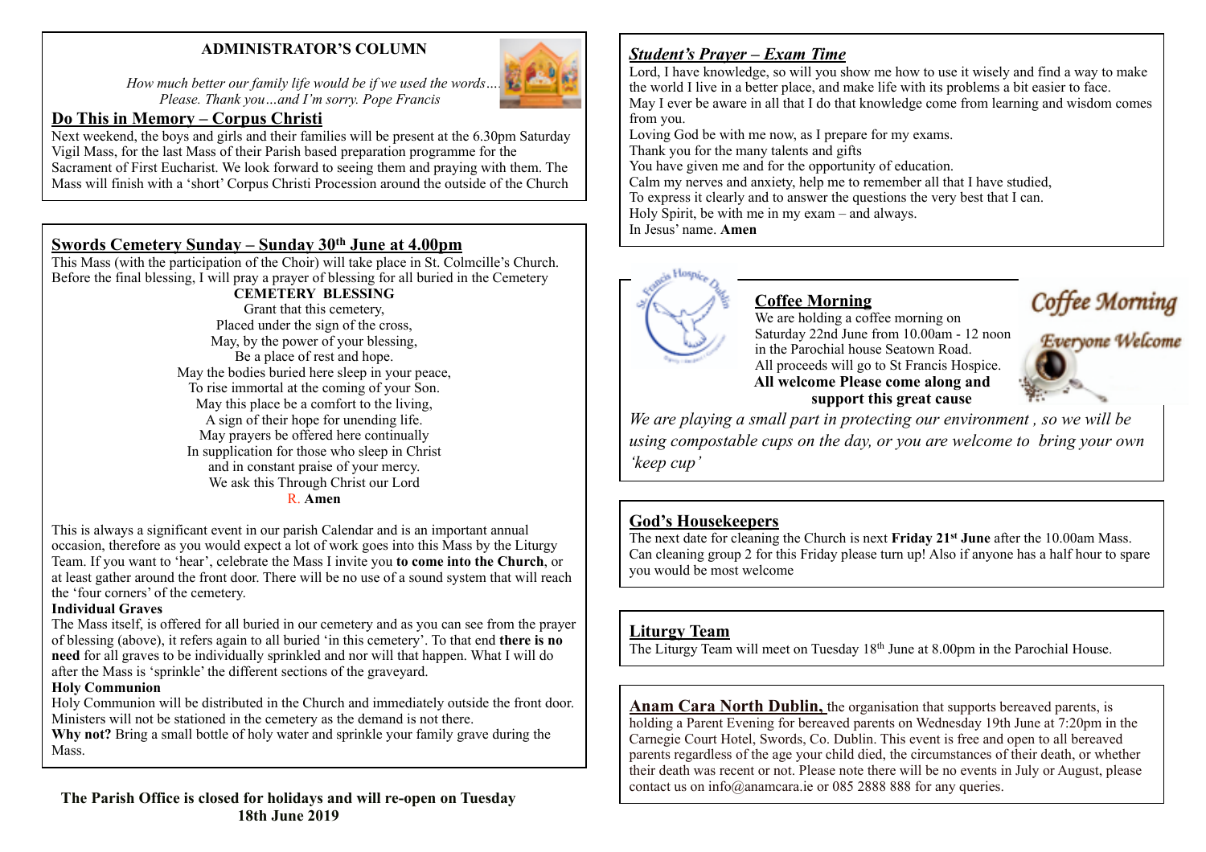## ADMINISTRATOR'S COLUMN

*How much better our family life would be if we used the words…. Please. Thank you…and I'm sorry. Pope Francis*

## Do This in Memory – Corpus Christi

Next weekend, the boys and girls and their families will be present at the 6.30pm Saturday Vigil Mass, for the last Mass of their Parish based preparation programme for the Sacrament of First Eucharist. We look forward to seeing them and praying with them. The Mass will finish with a 'short' Corpus Christi Procession around the outside of the Church

## Swords Cemetery Sunday – Sunday 30th June at 4.00pm

This Mass (with the participation of the Choir) will take place in St. Colmcille's Church. Before the final blessing, I will pray a prayer of blessing for all buried in the Cemetery

**CEMETERY BLESSING**

Grant that this cemetery,
Placed under the sign of the cross,
May, by the power of your blessing,
Be a place of rest and hope.
May the bodies buried here sleep in your peace,
To rise immortal at the coming of your Son.
May this place be a comfort to the living,
A sign of their hope for unending life.
May prayers be offered here continually
In supplication for those who sleep in Christ
and in constant praise of your mercy.
We ask this Through Christ our Lord
R. **Amen**

This is always a significant event in our parish Calendar and is an important annual occasion, therefore as you would expect a lot of work goes into this Mass by the Liturgy Team. If you want to 'hear', celebrate the Mass I invite you **to come into the Church**, or at least gather around the front door. There will be no use of a sound system that will reach the 'four corners' of the cemetery.

**Individual Graves**

The Mass itself, is offered for all buried in our cemetery and as you can see from the prayer of blessing (above), it refers again to all buried 'in this cemetery'. To that end **there is no need** for all graves to be individually sprinkled and nor will that happen. What I will do after the Mass is 'sprinkle' the different sections of the graveyard.

**Holy Communion**

Holy Communion will be distributed in the Church and immediately outside the front door. Ministers will not be stationed in the cemetery as the demand is not there.

**Why not?** Bring a small bottle of holy water and sprinkle your family grave during the Mass.

**The Parish Office is closed for holidays and will re-open on Tuesday 18th June 2019**

## *Student's Prayer – Exam Time*

Lord, I have knowledge, so will you show me how to use it wisely and find a way to make the world I live in a better place, and make life with its problems a bit easier to face.
May I ever be aware in all that I do that knowledge come from learning and wisdom comes from you.
Loving God be with me now, as I prepare for my exams.
Thank you for the many talents and gifts
You have given me and for the opportunity of education.
Calm my nerves and anxiety, help me to remember all that I have studied,
To express it clearly and to answer the questions the very best that I can.
Holy Spirit, be with me in my exam – and always.
In Jesus' name. **Amen**

## Coffee Morning

Coffee Morning
Everyone Welcome

We are holding a coffee morning on Saturday 22nd June from 10.00am - 12 noon in the Parochial house Seatown Road.
All proceeds will go to St Francis Hospice.
**All welcome Please come along and support this great cause**

*We are playing a small part in protecting our environment , so we will be using compostable cups on the day, or you are welcome to bring your own 'keep cup'*

## God's Housekeepers

The next date for cleaning the Church is next **Friday 21st June** after the 10.00am Mass. Can cleaning group 2 for this Friday please turn up! Also if anyone has a half hour to spare you would be most welcome

## Liturgy Team

The Liturgy Team will meet on Tuesday 18th June at 8.00pm in the Parochial House.

**Anam Cara North Dublin,** the organisation that supports bereaved parents, is holding a Parent Evening for bereaved parents on Wednesday 19th June at 7:20pm in the Carnegie Court Hotel, Swords, Co. Dublin. This event is free and open to all bereaved parents regardless of the age your child died, the circumstances of their death, or whether their death was recent or not. Please note there will be no events in July or August, please contact us on info@anamcara.ie or 085 2888 888 for any queries.